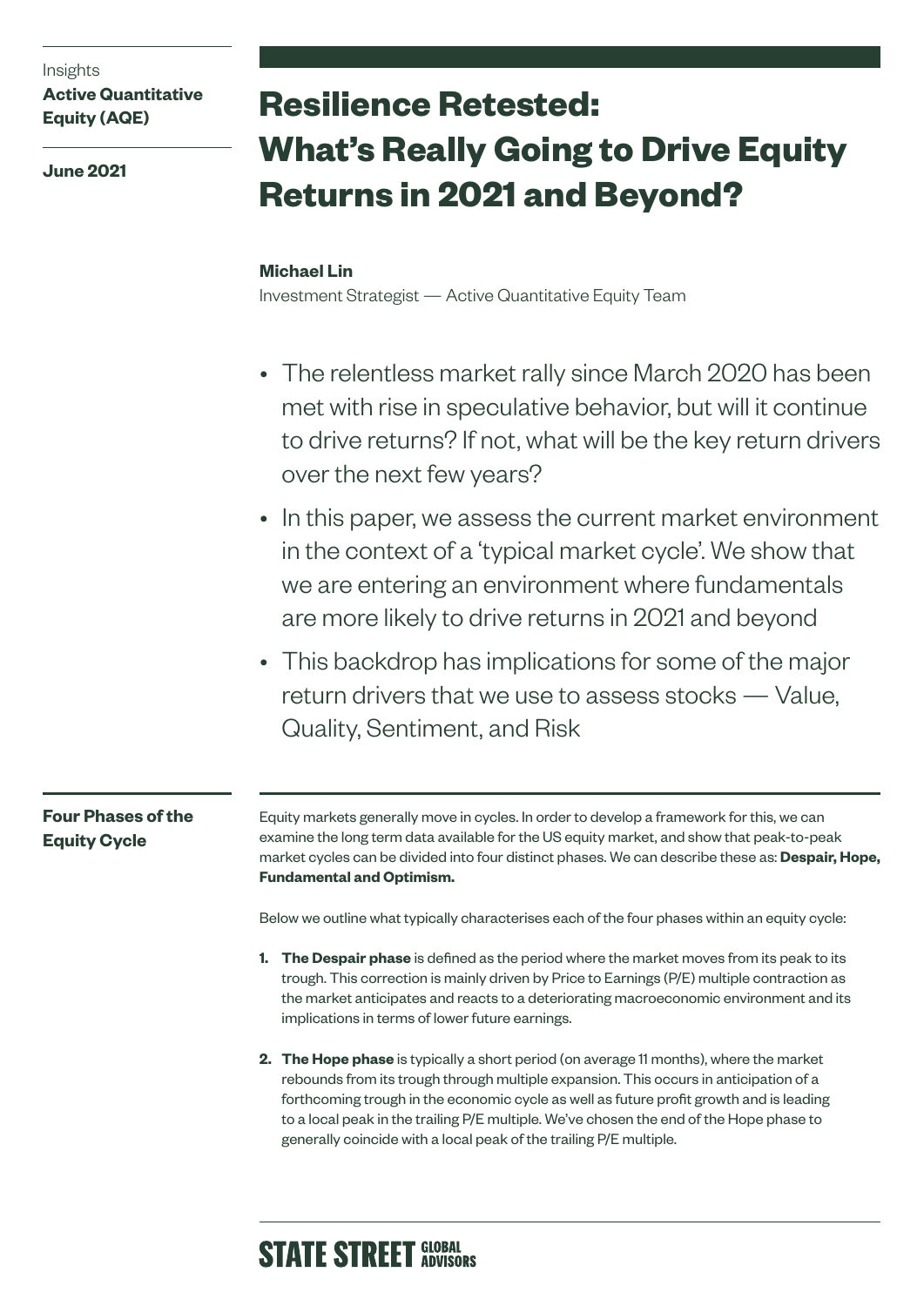Insights
**Active Quantitative Equity (AQE)**

**June 2021**

# Resilience Retested: What's Really Going to Drive Equity Returns in 2021 and Beyond?

**Michael Lin**
Investment Strategist — Active Quantitative Equity Team

- The relentless market rally since March 2020 has been met with rise in speculative behavior, but will it continue to drive returns? If not, what will be the key return drivers over the next few years?
- In this paper, we assess the current market environment in the context of a 'typical market cycle'. We show that we are entering an environment where fundamentals are more likely to drive returns in 2021 and beyond
- This backdrop has implications for some of the major return drivers that we use to assess stocks — Value, Quality, Sentiment, and Risk

## Four Phases of the Equity Cycle

Equity markets generally move in cycles. In order to develop a framework for this, we can examine the long term data available for the US equity market, and show that peak-to-peak market cycles can be divided into four distinct phases. We can describe these as: **Despair, Hope, Fundamental and Optimism.**

Below we outline what typically characterises each of the four phases within an equity cycle:

1. **The Despair phase** is defined as the period where the market moves from its peak to its trough. This correction is mainly driven by Price to Earnings (P/E) multiple contraction as the market anticipates and reacts to a deteriorating macroeconomic environment and its implications in terms of lower future earnings.

2. **The Hope phase** is typically a short period (on average 11 months), where the market rebounds from its trough through multiple expansion. This occurs in anticipation of a forthcoming trough in the economic cycle as well as future profit growth and is leading to a local peak in the trailing P/E multiple. We've chosen the end of the Hope phase to generally coincide with a local peak of the trailing P/E multiple.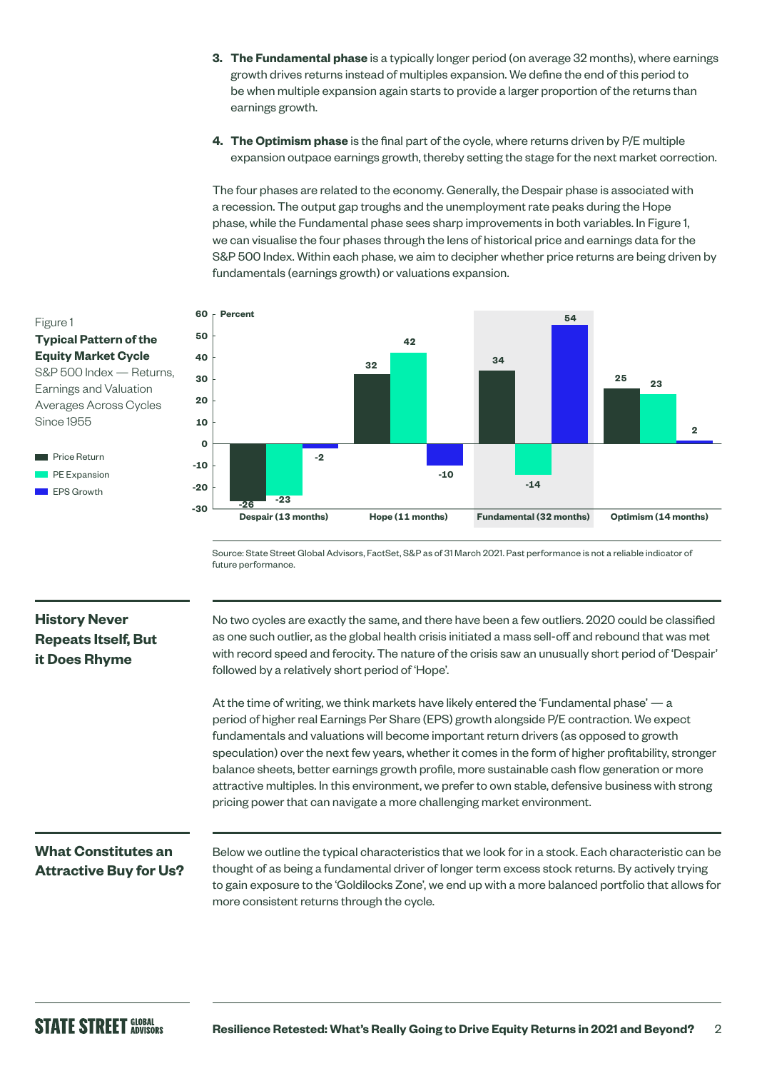3. **The Fundamental phase** is a typically longer period (on average 32 months), where earnings growth drives returns instead of multiples expansion. We define the end of this period to be when multiple expansion again starts to provide a larger proportion of the returns than earnings growth.

4. **The Optimism phase** is the final part of the cycle, where returns driven by P/E multiple expansion outpace earnings growth, thereby setting the stage for the next market correction.

The four phases are related to the economy. Generally, the Despair phase is associated with a recession. The output gap troughs and the unemployment rate peaks during the Hope phase, while the Fundamental phase sees sharp improvements in both variables. In Figure 1, we can visualise the four phases through the lens of historical price and earnings data for the S&P 500 Index. Within each phase, we aim to decipher whether price returns are being driven by fundamentals (earnings growth) or valuations expansion.

Figure 1
**Typical Pattern of the Equity Market Cycle**
S&P 500 Index — Returns, Earnings and Valuation Averages Across Cycles Since 1955

| Percent | Price Return | PE Expansion | EPS Growth |
|---|---|---|---|
| Despair (13 months) | -26 | -23 | -2 |
| Hope (11 months) | 32 | 42 | -10 |
| Fundamental (32 months) | 34 | -14 | 54 |
| Optimism (14 months) | 25 | 23 | 2 |

Source: State Street Global Advisors, FactSet, S&P as of 31 March 2021. Past performance is not a reliable indicator of future performance.

## History Never Repeats Itself, But it Does Rhyme

No two cycles are exactly the same, and there have been a few outliers. 2020 could be classified as one such outlier, as the global health crisis initiated a mass sell-off and rebound that was met with record speed and ferocity. The nature of the crisis saw an unusually short period of 'Despair' followed by a relatively short period of 'Hope'.

At the time of writing, we think markets have likely entered the 'Fundamental phase' — a period of higher real Earnings Per Share (EPS) growth alongside P/E contraction. We expect fundamentals and valuations will become important return drivers (as opposed to growth speculation) over the next few years, whether it comes in the form of higher profitability, stronger balance sheets, better earnings growth profile, more sustainable cash flow generation or more attractive multiples. In this environment, we prefer to own stable, defensive business with strong pricing power that can navigate a more challenging market environment.

## What Constitutes an Attractive Buy for Us?

Below we outline the typical characteristics that we look for in a stock. Each characteristic can be thought of as being a fundamental driver of longer term excess stock returns. By actively trying to gain exposure to the 'Goldilocks Zone', we end up with a more balanced portfolio that allows for more consistent returns through the cycle.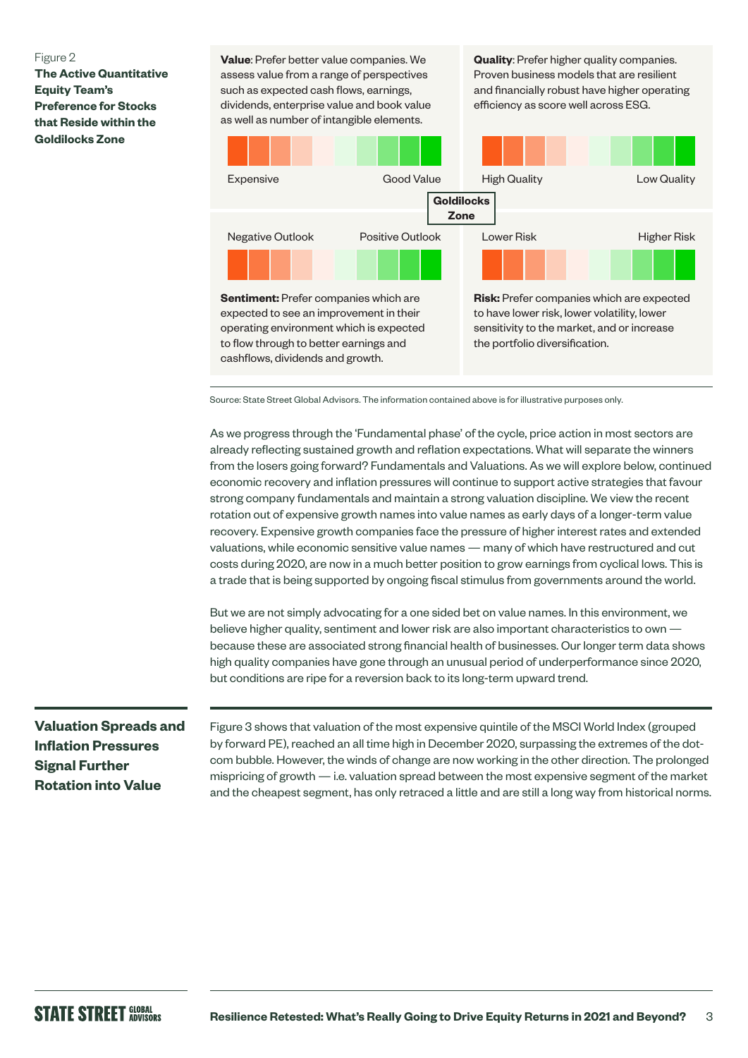Figure 2
**The Active Quantitative Equity Team's Preference for Stocks that Reside within the Goldilocks Zone**

**Value**: Prefer better value companies. We assess value from a range of perspectives such as expected cash flows, earnings, dividends, enterprise value and book value as well as number of intangible elements.

Expensive — Good Value

**Quality**: Prefer higher quality companies. Proven business models that are resilient and financially robust have higher operating efficiency as score well across ESG.

High Quality — Low Quality

**Goldilocks Zone**

Negative Outlook — Positive Outlook

**Sentiment:** Prefer companies which are expected to see an improvement in their operating environment which is expected to flow through to better earnings and cashflows, dividends and growth.

Lower Risk — Higher Risk

**Risk:** Prefer companies which are expected to have lower risk, lower volatility, lower sensitivity to the market, and or increase the portfolio diversification.

Source: State Street Global Advisors. The information contained above is for illustrative purposes only.

As we progress through the 'Fundamental phase' of the cycle, price action in most sectors are already reflecting sustained growth and reflation expectations. What will separate the winners from the losers going forward? Fundamentals and Valuations. As we will explore below, continued economic recovery and inflation pressures will continue to support active strategies that favour strong company fundamentals and maintain a strong valuation discipline. We view the recent rotation out of expensive growth names into value names as early days of a longer-term value recovery. Expensive growth companies face the pressure of higher interest rates and extended valuations, while economic sensitive value names — many of which have restructured and cut costs during 2020, are now in a much better position to grow earnings from cyclical lows. This is a trade that is being supported by ongoing fiscal stimulus from governments around the world.

But we are not simply advocating for a one sided bet on value names. In this environment, we believe higher quality, sentiment and lower risk are also important characteristics to own — because these are associated strong financial health of businesses. Our longer term data shows high quality companies have gone through an unusual period of underperformance since 2020, but conditions are ripe for a reversion back to its long-term upward trend.

## Valuation Spreads and Inflation Pressures Signal Further Rotation into Value

Figure 3 shows that valuation of the most expensive quintile of the MSCI World Index (grouped by forward PE), reached an all time high in December 2020, surpassing the extremes of the dot-com bubble. However, the winds of change are now working in the other direction. The prolonged mispricing of growth — i.e. valuation spread between the most expensive segment of the market and the cheapest segment, has only retraced a little and are still a long way from historical norms.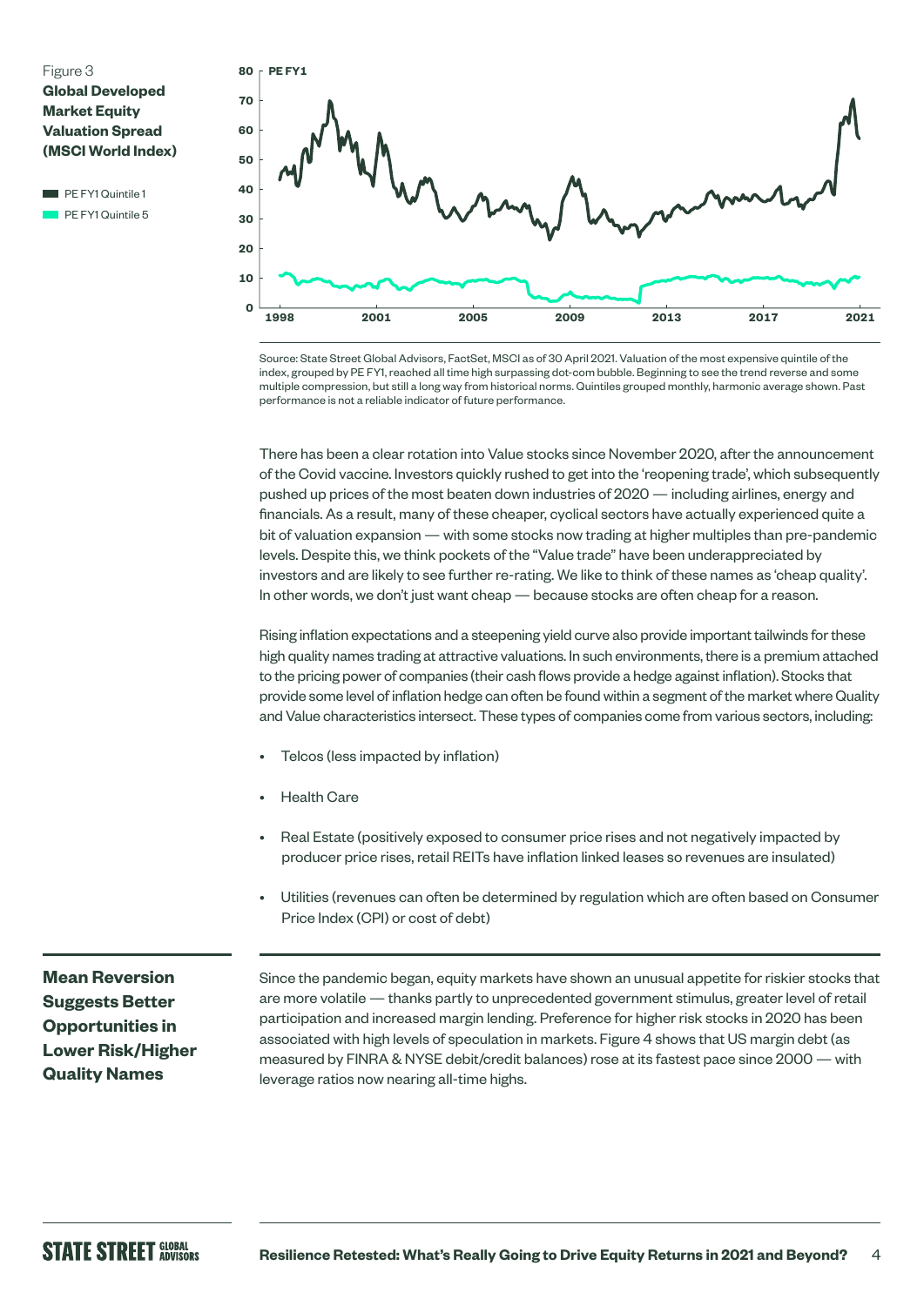Figure 3
**Global Developed Market Equity Valuation Spread (MSCI World Index)**

PE FY1 Quintile 1
PE FY1 Quintile 5

Source: State Street Global Advisors, FactSet, MSCI as of 30 April 2021. Valuation of the most expensive quintile of the index, grouped by PE FY1, reached all time high surpassing dot-com bubble. Beginning to see the trend reverse and some multiple compression, but still a long way from historical norms. Quintiles grouped monthly, harmonic average shown. Past performance is not a reliable indicator of future performance.

There has been a clear rotation into Value stocks since November 2020, after the announcement of the Covid vaccine. Investors quickly rushed to get into the 'reopening trade', which subsequently pushed up prices of the most beaten down industries of 2020 — including airlines, energy and financials. As a result, many of these cheaper, cyclical sectors have actually experienced quite a bit of valuation expansion — with some stocks now trading at higher multiples than pre-pandemic levels. Despite this, we think pockets of the "Value trade" have been underappreciated by investors and are likely to see further re-rating. We like to think of these names as 'cheap quality'. In other words, we don't just want cheap — because stocks are often cheap for a reason.

Rising inflation expectations and a steepening yield curve also provide important tailwinds for these high quality names trading at attractive valuations. In such environments, there is a premium attached to the pricing power of companies (their cash flows provide a hedge against inflation). Stocks that provide some level of inflation hedge can often be found within a segment of the market where Quality and Value characteristics intersect. These types of companies come from various sectors, including:

- Telcos (less impacted by inflation)
- Health Care
- Real Estate (positively exposed to consumer price rises and not negatively impacted by producer price rises, retail REITs have inflation linked leases so revenues are insulated)
- Utilities (revenues can often be determined by regulation which are often based on Consumer Price Index (CPI) or cost of debt)

## Mean Reversion Suggests Better Opportunities in Lower Risk/Higher Quality Names

Since the pandemic began, equity markets have shown an unusual appetite for riskier stocks that are more volatile — thanks partly to unprecedented government stimulus, greater level of retail participation and increased margin lending. Preference for higher risk stocks in 2020 has been associated with high levels of speculation in markets. Figure 4 shows that US margin debt (as measured by FINRA & NYSE debit/credit balances) rose at its fastest pace since 2000 — with leverage ratios now nearing all-time highs.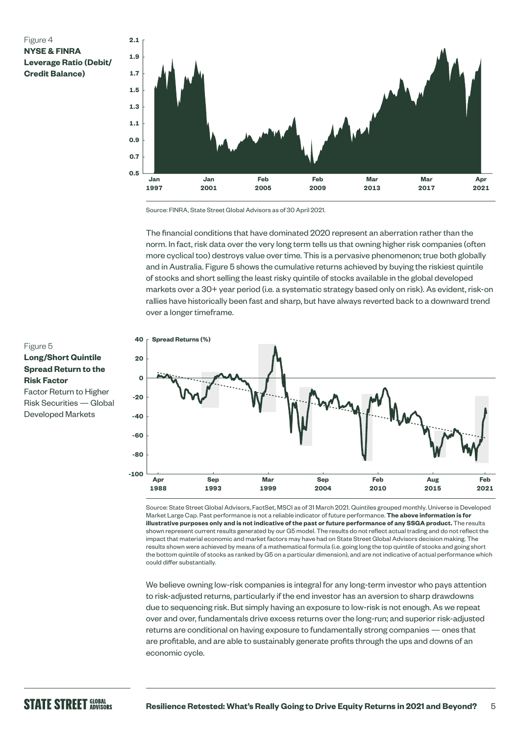Figure 4
**NYSE & FINRA Leverage Ratio (Debit/Credit Balance)**

Source: FINRA, State Street Global Advisors as of 30 April 2021.

The financial conditions that have dominated 2020 represent an aberration rather than the norm. In fact, risk data over the very long term tells us that owning higher risk companies (often more cyclical too) destroys value over time. This is a pervasive phenomenon; true both globally and in Australia. Figure 5 shows the cumulative returns achieved by buying the riskiest quintile of stocks and short selling the least risky quintile of stocks available in the global developed markets over a 30+ year period (i.e. a systematic strategy based only on risk). As evident, risk-on rallies have historically been fast and sharp, but have always reverted back to a downward trend over a longer timeframe.

Figure 5
**Long/Short Quintile Spread Return to the Risk Factor**
Factor Return to Higher Risk Securities — Global Developed Markets

Source: State Street Global Advisors, FactSet, MSCI as of 31 March 2021. Quintiles grouped monthly. Universe is Developed Market Large Cap. Past performance is not a reliable indicator of future performance. **The above information is for illustrative purposes only and is not indicative of the past or future performance of any SSGA product.** The results shown represent current results generated by our G5 model. The results do not reflect actual trading and do not reflect the impact that material economic and market factors may have had on State Street Global Advisors decision making. The results shown were achieved by means of a mathematical formula (i.e. going long the top quintile of stocks and going short the bottom quintile of stocks as ranked by G5 on a particular dimension), and are not indicative of actual performance which could differ substantially.

We believe owning low-risk companies is integral for any long-term investor who pays attention to risk-adjusted returns, particularly if the end investor has an aversion to sharp drawdowns due to sequencing risk. But simply having an exposure to low-risk is not enough. As we repeat over and over, fundamentals drive excess returns over the long-run; and superior risk-adjusted returns are conditional on having exposure to fundamentally strong companies — ones that are profitable, and are able to sustainably generate profits through the ups and downs of an economic cycle.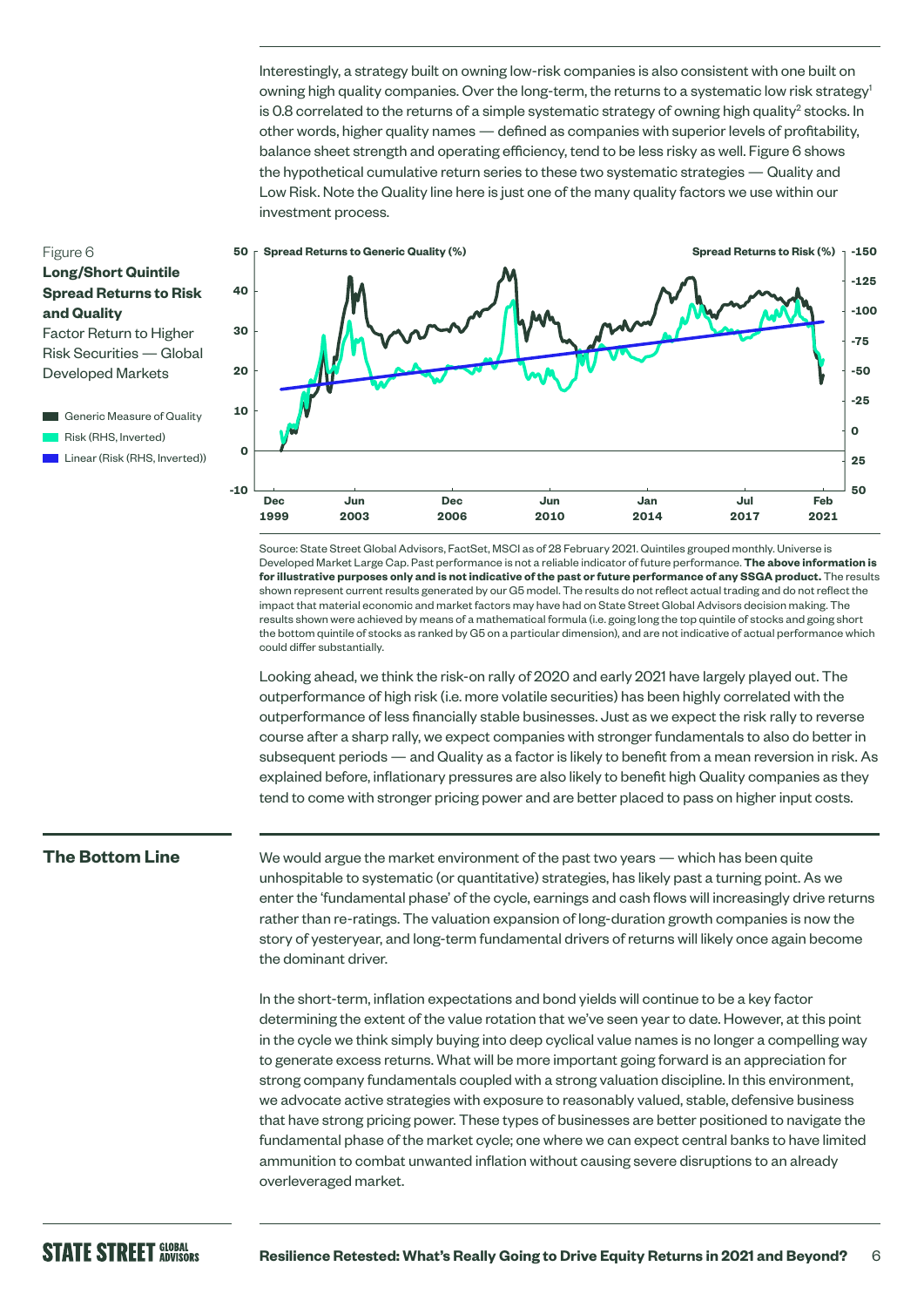Interestingly, a strategy built on owning low-risk companies is also consistent with one built on owning high quality companies. Over the long-term, the returns to a systematic low risk strategy[1] is 0.8 correlated to the returns of a simple systematic strategy of owning high quality[2] stocks. In other words, higher quality names — defined as companies with superior levels of profitability, balance sheet strength and operating efficiency, tend to be less risky as well. Figure 6 shows the hypothetical cumulative return series to these two systematic strategies — Quality and Low Risk. Note the Quality line here is just one of the many quality factors we use within our investment process.

Figure 6

**Long/Short Quintile Spread Returns to Risk and Quality**

Factor Return to Higher Risk Securities — Global Developed Markets

- Generic Measure of Quality
- Risk (RHS, Inverted)
- Linear (Risk (RHS, Inverted))

Spread Returns to Generic Quality (%) | Spread Returns to Risk (%)

Source: State Street Global Advisors, FactSet, MSCI as of 28 February 2021. Quintiles grouped monthly. Universe is Developed Market Large Cap. Past performance is not a reliable indicator of future performance. **The above information is for illustrative purposes only and is not indicative of the past or future performance of any SSGA product.** The results shown represent current results generated by our G5 model. The results do not reflect actual trading and do not reflect the impact that material economic and market factors may have had on State Street Global Advisors decision making. The results shown were achieved by means of a mathematical formula (i.e. going long the top quintile of stocks and going short the bottom quintile of stocks as ranked by G5 on a particular dimension), and are not indicative of actual performance which could differ substantially.

Looking ahead, we think the risk-on rally of 2020 and early 2021 have largely played out. The outperformance of high risk (i.e. more volatile securities) has been highly correlated with the outperformance of less financially stable businesses. Just as we expect the risk rally to reverse course after a sharp rally, we expect companies with stronger fundamentals to also do better in subsequent periods — and Quality as a factor is likely to benefit from a mean reversion in risk. As explained before, inflationary pressures are also likely to benefit high Quality companies as they tend to come with stronger pricing power and are better placed to pass on higher input costs.

## The Bottom Line

We would argue the market environment of the past two years — which has been quite unhospitable to systematic (or quantitative) strategies, has likely past a turning point. As we enter the 'fundamental phase' of the cycle, earnings and cash flows will increasingly drive returns rather than re-ratings. The valuation expansion of long-duration growth companies is now the story of yesteryear, and long-term fundamental drivers of returns will likely once again become the dominant driver.

In the short-term, inflation expectations and bond yields will continue to be a key factor determining the extent of the value rotation that we've seen year to date. However, at this point in the cycle we think simply buying into deep cyclical value names is no longer a compelling way to generate excess returns. What will be more important going forward is an appreciation for strong company fundamentals coupled with a strong valuation discipline. In this environment, we advocate active strategies with exposure to reasonably valued, stable, defensive business that have strong pricing power. These types of businesses are better positioned to navigate the fundamental phase of the market cycle; one where we can expect central banks to have limited ammunition to combat unwanted inflation without causing severe disruptions to an already overleveraged market.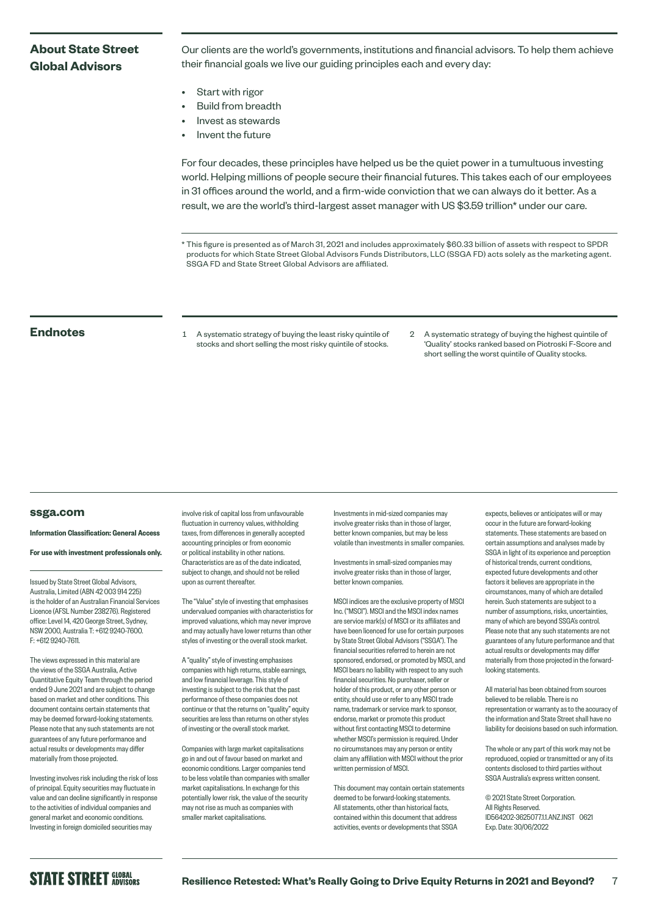## About State Street Global Advisors

Our clients are the world's governments, institutions and financial advisors. To help them achieve their financial goals we live our guiding principles each and every day:

- Start with rigor
- Build from breadth
- Invest as stewards
- Invent the future

For four decades, these principles have helped us be the quiet power in a tumultuous investing world. Helping millions of people secure their financial futures. This takes each of our employees in 31 offices around the world, and a firm-wide conviction that we can always do it better. As a result, we are the world's third-largest asset manager with US $3.59 trillion* under our care.

* This figure is presented as of March 31, 2021 and includes approximately $60.33 billion of assets with respect to SPDR products for which State Street Global Advisors Funds Distributors, LLC (SSGA FD) acts solely as the marketing agent. SSGA FD and State Street Global Advisors are affiliated.

## Endnotes

1 A systematic strategy of buying the least risky quintile of stocks and short selling the most risky quintile of stocks.

2 A systematic strategy of buying the highest quintile of 'Quality' stocks ranked based on Piotroski F-Score and short selling the worst quintile of Quality stocks.

**ssga.com**

**Information Classification: General Access**

**For use with investment professionals only.**

Issued by State Street Global Advisors, Australia, Limited (ABN 42 003 914 225) is the holder of an Australian Financial Services Licence (AFSL Number 238276). Registered office: Level 14, 420 George Street, Sydney, NSW 2000, Australia T: +612 9240-7600. F: +612 9240-7611.

The views expressed in this material are the views of the SSGA Australia, Active Quantitative Equity Team through the period ended 9 June 2021 and are subject to change based on market and other conditions. This document contains certain statements that may be deemed forward-looking statements. Please note that any such statements are not guarantees of any future performance and actual results or developments may differ materially from those projected.

Investing involves risk including the risk of loss of principal. Equity securities may fluctuate in value and can decline significantly in response to the activities of individual companies and general market and economic conditions. Investing in foreign domiciled securities may involve risk of capital loss from unfavourable fluctuation in currency values, withholding taxes, from differences in generally accepted accounting principles or from economic or political instability in other nations. Characteristics are as of the date indicated, subject to change, and should not be relied upon as current thereafter.

The "Value" style of investing that emphasises undervalued companies with characteristics for improved valuations, which may never improve and may actually have lower returns than other styles of investing or the overall stock market.

A "quality" style of investing emphasises companies with high returns, stable earnings, and low financial leverage. This style of investing is subject to the risk that the past performance of these companies does not continue or that the returns on "quality" equity securities are less than returns on other styles of investing or the overall stock market.

Companies with large market capitalisations go in and out of favour based on market and economic conditions. Larger companies tend to be less volatile than companies with smaller market capitalisations. In exchange for this potentially lower risk, the value of the security may not rise as much as companies with smaller market capitalisations.

Investments in mid-sized companies may involve greater risks than in those of larger, better known companies, but may be less volatile than investments in smaller companies.

Investments in small-sized companies may involve greater risks than in those of larger, better known companies.

MSCI indices are the exclusive property of MSCI Inc. ("MSCI"). MSCI and the MSCI index names are service mark(s) of MSCI or its affiliates and have been licenced for use for certain purposes by State Street Global Advisors ("SSGA"). The financial securities referred to herein are not sponsored, endorsed, or promoted by MSCI, and MSCI bears no liability with respect to any such financial securities. No purchaser, seller or holder of this product, or any other person or entity, should use or refer to any MSCI trade name, trademark or service mark to sponsor, endorse, market or promote this product without first contacting MSCI to determine whether MSCI's permission is required. Under no circumstances may any person or entity claim any affiliation with MSCI without the prior written permission of MSCI.

This document may contain certain statements deemed to be forward-looking statements. All statements, other than historical facts, contained within this document that address activities, events or developments that SSGA expects, believes or anticipates will or may occur in the future are forward-looking statements. These statements are based on certain assumptions and analyses made by SSGA in light of its experience and perception of historical trends, current conditions, expected future developments and other factors it believes are appropriate in the circumstances, many of which are detailed herein. Such statements are subject to a number of assumptions, risks, uncertainties, many of which are beyond SSGA's control. Please note that any such statements are not guarantees of any future performance and that actual results or developments may differ materially from those projected in the forward-looking statements.

All material has been obtained from sources believed to be reliable. There is no representation or warranty as to the accuracy of the information and State Street shall have no liability for decisions based on such information.

The whole or any part of this work may not be reproduced, copied or transmitted or any of its contents disclosed to third parties without SSGA Australia's express written consent.

© 2021 State Street Corporation.
All Rights Reserved.
ID564202-3625077.1.1.ANZ.INST 0621
Exp. Date: 30/06/2022